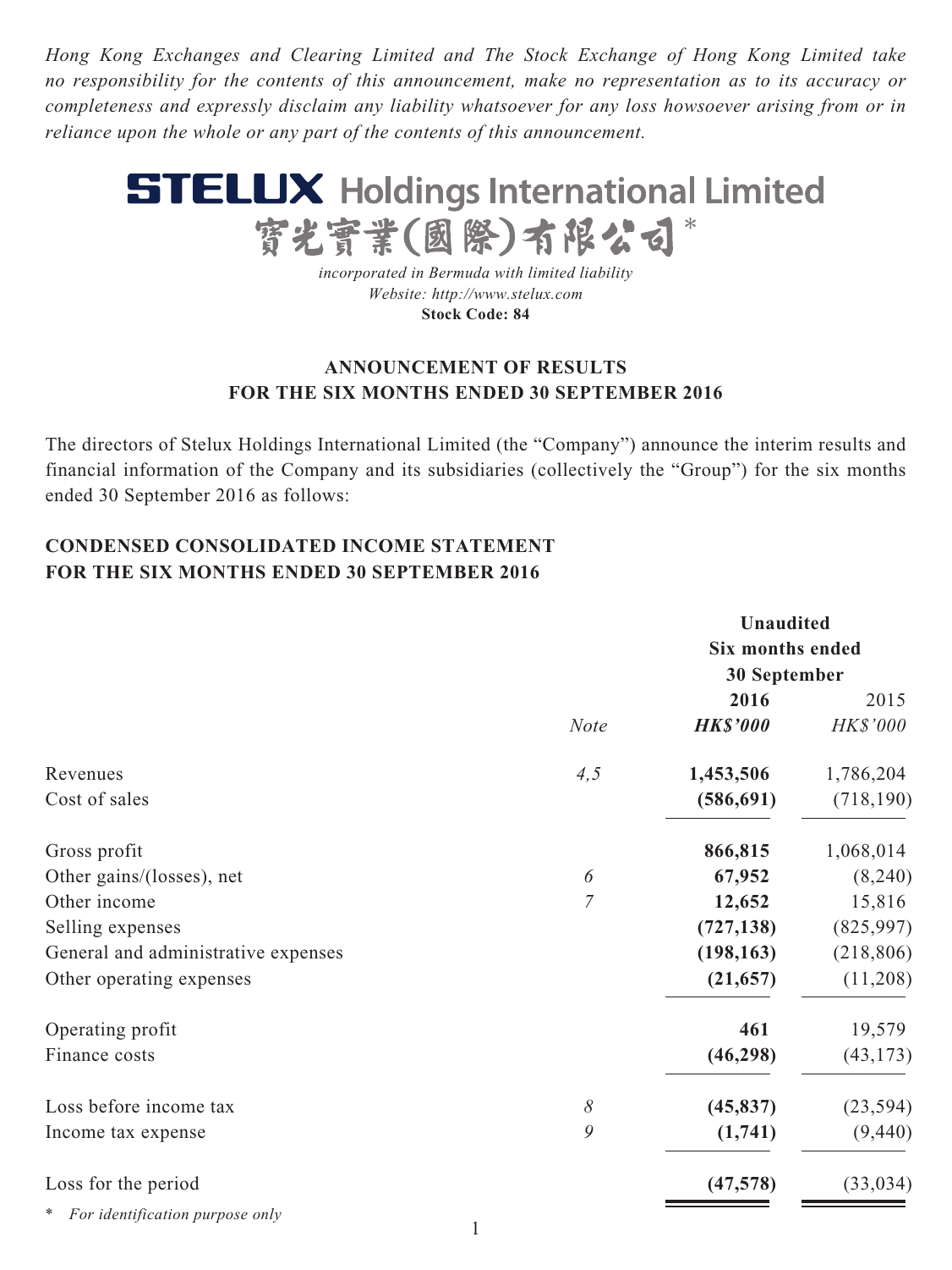*Hong Kong Exchanges and Clearing Limited and The Stock Exchange of Hong Kong Limited take no responsibility for the contents of this announcement, make no representation as to its accuracy or completeness and expressly disclaim any liability whatsoever for any loss howsoever arising from or in reliance upon the whole or any part of the contents of this announcement.*

# STELUX Holdings International Limited
# 寶光實業(國際)有限公司*

*incorporated in Bermuda with limited liability*
*Website: http://www.stelux.com*
**Stock Code: 84**

## ANNOUNCEMENT OF RESULTS FOR THE SIX MONTHS ENDED 30 SEPTEMBER 2016

The directors of Stelux Holdings International Limited (the "Company") announce the interim results and financial information of the Company and its subsidiaries (collectively the "Group") for the six months ended 30 September 2016 as follows:

## CONDENSED CONSOLIDATED INCOME STATEMENT FOR THE SIX MONTHS ENDED 30 SEPTEMBER 2016

| | | Unaudited Six months ended 30 September | |
|---|---|---|---|
| | | **2016** | 2015 |
| | *Note* | ***HK$'000*** | *HK$'000* |
| Revenues | *4,5* | **1,453,506** | 1,786,204 |
| Cost of sales | | **(586,691)** | (718,190) |
| Gross profit | | **866,815** | 1,068,014 |
| Other gains/(losses), net | *6* | **67,952** | (8,240) |
| Other income | *7* | **12,652** | 15,816 |
| Selling expenses | | **(727,138)** | (825,997) |
| General and administrative expenses | | **(198,163)** | (218,806) |
| Other operating expenses | | **(21,657)** | (11,208) |
| Operating profit | | **461** | 19,579 |
| Finance costs | | **(46,298)** | (43,173) |
| Loss before income tax | *8* | **(45,837)** | (23,594) |
| Income tax expense | *9* | **(1,741)** | (9,440) |
| Loss for the period | | **(47,578)** | (33,034) |

\* *For identification purpose only*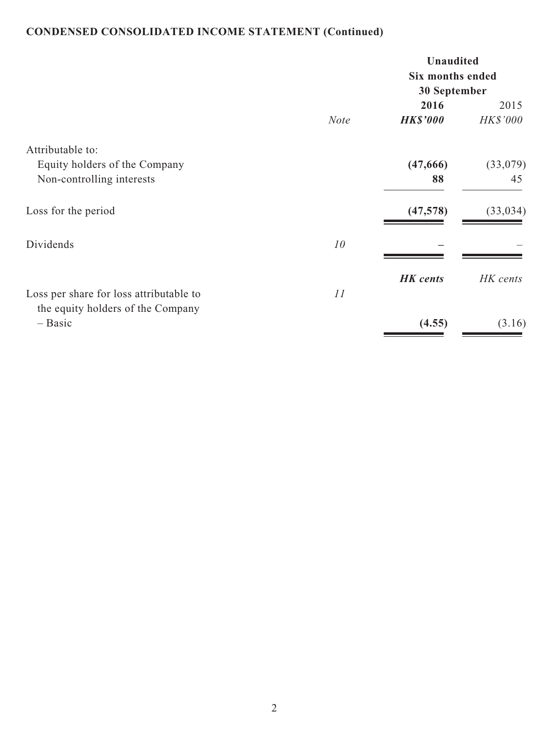**CONDENSED CONSOLIDATED INCOME STATEMENT (Continued)**

| | | Unaudited | |
|---|---|---|---|
| | | Six months ended 30 September | |
| | | **2016** | 2015 |
| | *Note* | ***HK$'000*** | *HK$'000* |
| Attributable to: | | | |
| Equity holders of the Company | | **(47,666)** | (33,079) |
| Non-controlling interests | | **88** | 45 |
| Loss for the period | | **(47,578)** | (33,034) |
| Dividends | *10* | **–** | – |
| | | ***HK cents*** | *HK cents* |
| Loss per share for loss attributable to the equity holders of the Company | *11* | | |
| – Basic | | **(4.55)** | (3.16) |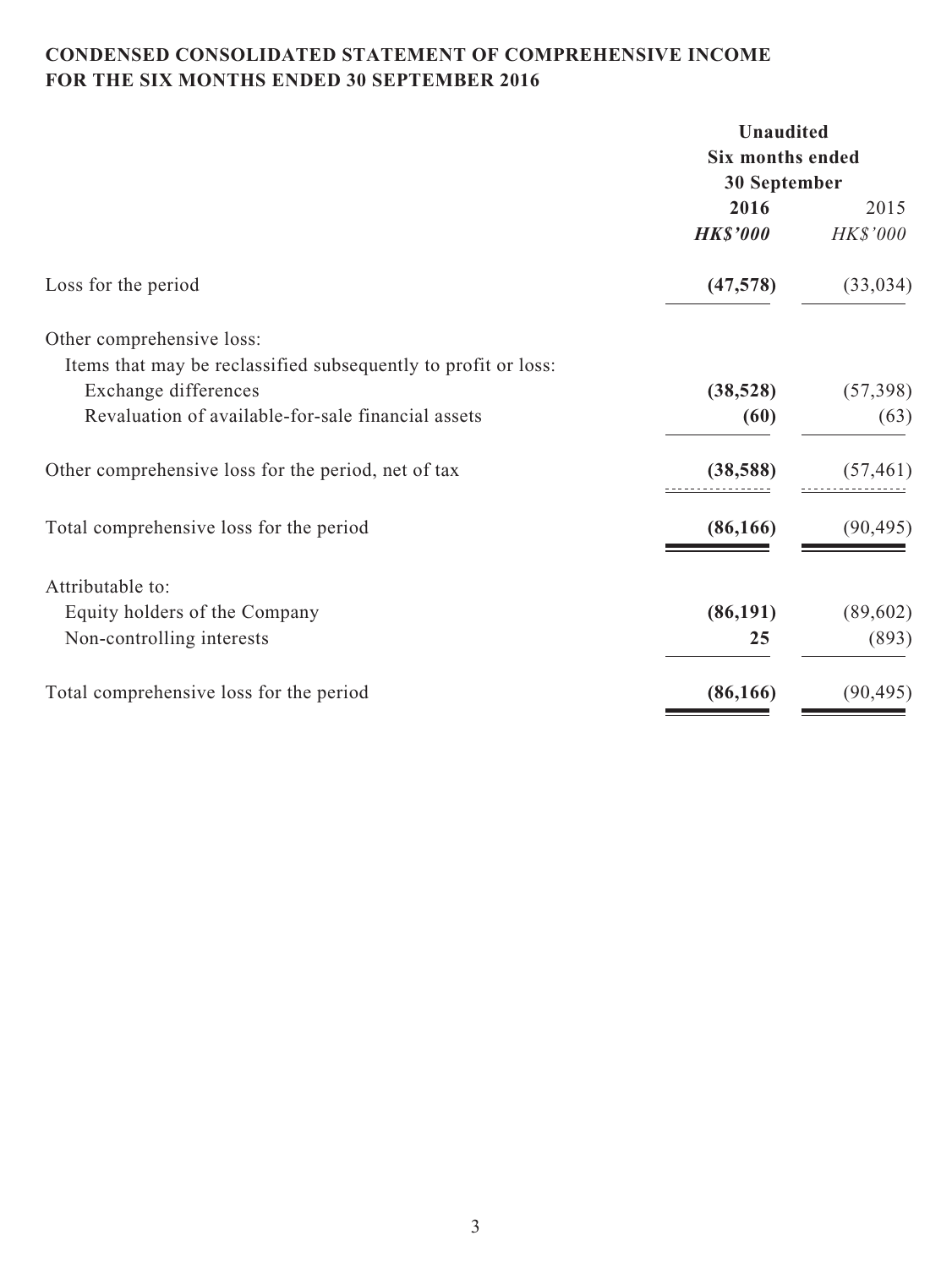## CONDENSED CONSOLIDATED STATEMENT OF COMPREHENSIVE INCOME FOR THE SIX MONTHS ENDED 30 SEPTEMBER 2016

| | Unaudited | |
|---|---|---|
| | Six months ended | |
| | 30 September | |
| | **2016** | 2015 |
| | ***HK$'000*** | *HK$'000* |
| Loss for the period | **(47,578)** | (33,034) |
| Other comprehensive loss: | | |
| Items that may be reclassified subsequently to profit or loss: | | |
| Exchange differences | **(38,528)** | (57,398) |
| Revaluation of available-for-sale financial assets | **(60)** | (63) |
| Other comprehensive loss for the period, net of tax | **(38,588)** | (57,461) |
| Total comprehensive loss for the period | **(86,166)** | (90,495) |
| Attributable to: | | |
| Equity holders of the Company | **(86,191)** | (89,602) |
| Non-controlling interests | **25** | (893) |
| Total comprehensive loss for the period | **(86,166)** | (90,495) |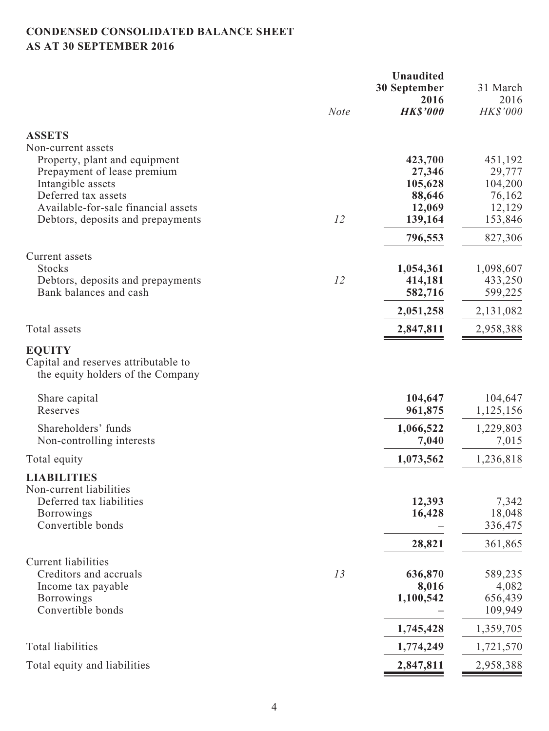# CONDENSED CONSOLIDATED BALANCE SHEET
## AS AT 30 SEPTEMBER 2016

| | Note | Unaudited 30 September 2016 HK$'000 | 31 March 2016 HK$'000 |
|---|---|---|---|
| **ASSETS** | | | |
| Non-current assets | | | |
| Property, plant and equipment | | **423,700** | 451,192 |
| Prepayment of lease premium | | **27,346** | 29,777 |
| Intangible assets | | **105,628** | 104,200 |
| Deferred tax assets | | **88,646** | 76,162 |
| Available-for-sale financial assets | | **12,069** | 12,129 |
| Debtors, deposits and prepayments | 12 | **139,164** | 153,846 |
| | | **796,553** | 827,306 |
| Current assets | | | |
| Stocks | | **1,054,361** | 1,098,607 |
| Debtors, deposits and prepayments | 12 | **414,181** | 433,250 |
| Bank balances and cash | | **582,716** | 599,225 |
| | | **2,051,258** | 2,131,082 |
| Total assets | | **2,847,811** | 2,958,388 |
| **EQUITY** | | | |
| Capital and reserves attributable to the equity holders of the Company | | | |
| Share capital | | **104,647** | 104,647 |
| Reserves | | **961,875** | 1,125,156 |
| Shareholders' funds | | **1,066,522** | 1,229,803 |
| Non-controlling interests | | **7,040** | 7,015 |
| Total equity | | **1,073,562** | 1,236,818 |
| **LIABILITIES** | | | |
| Non-current liabilities | | | |
| Deferred tax liabilities | | **12,393** | 7,342 |
| Borrowings | | **16,428** | 18,048 |
| Convertible bonds | | **–** | 336,475 |
| | | **28,821** | 361,865 |
| Current liabilities | | | |
| Creditors and accruals | 13 | **636,870** | 589,235 |
| Income tax payable | | **8,016** | 4,082 |
| Borrowings | | **1,100,542** | 656,439 |
| Convertible bonds | | **–** | 109,949 |
| | | **1,745,428** | 1,359,705 |
| Total liabilities | | **1,774,249** | 1,721,570 |
| Total equity and liabilities | | **2,847,811** | 2,958,388 |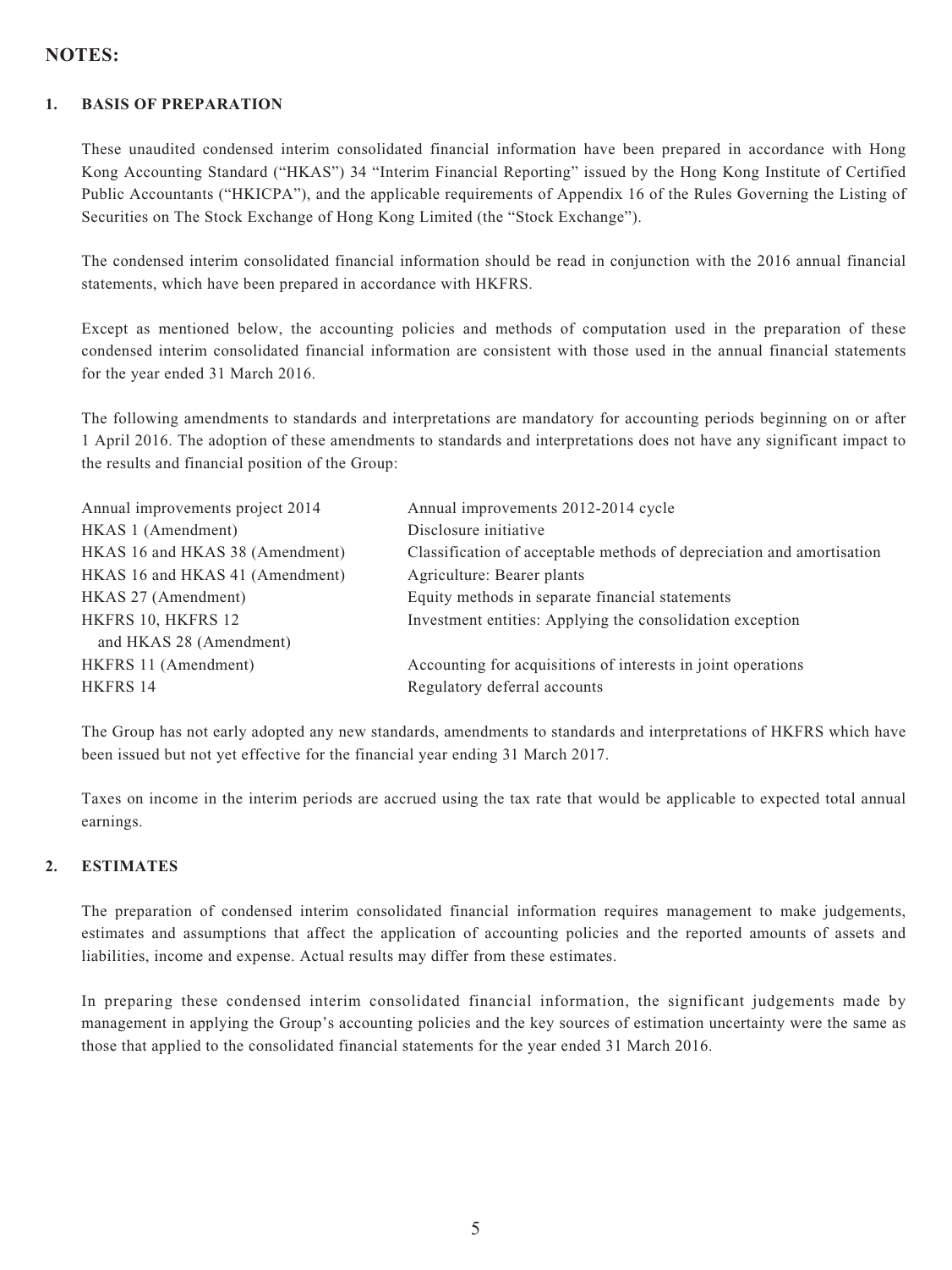## NOTES:

### 1. BASIS OF PREPARATION

These unaudited condensed interim consolidated financial information have been prepared in accordance with Hong Kong Accounting Standard ("HKAS") 34 "Interim Financial Reporting" issued by the Hong Kong Institute of Certified Public Accountants ("HKICPA"), and the applicable requirements of Appendix 16 of the Rules Governing the Listing of Securities on The Stock Exchange of Hong Kong Limited (the "Stock Exchange").

The condensed interim consolidated financial information should be read in conjunction with the 2016 annual financial statements, which have been prepared in accordance with HKFRS.

Except as mentioned below, the accounting policies and methods of computation used in the preparation of these condensed interim consolidated financial information are consistent with those used in the annual financial statements for the year ended 31 March 2016.

The following amendments to standards and interpretations are mandatory for accounting periods beginning on or after 1 April 2016. The adoption of these amendments to standards and interpretations does not have any significant impact to the results and financial position of the Group:

| | |
|---|---|
| Annual improvements project 2014 | Annual improvements 2012-2014 cycle |
| HKAS 1 (Amendment) | Disclosure initiative |
| HKAS 16 and HKAS 38 (Amendment) | Classification of acceptable methods of depreciation and amortisation |
| HKAS 16 and HKAS 41 (Amendment) | Agriculture: Bearer plants |
| HKAS 27 (Amendment) | Equity methods in separate financial statements |
| HKFRS 10, HKFRS 12 and HKAS 28 (Amendment) | Investment entities: Applying the consolidation exception |
| HKFRS 11 (Amendment) | Accounting for acquisitions of interests in joint operations |
| HKFRS 14 | Regulatory deferral accounts |

The Group has not early adopted any new standards, amendments to standards and interpretations of HKFRS which have been issued but not yet effective for the financial year ending 31 March 2017.

Taxes on income in the interim periods are accrued using the tax rate that would be applicable to expected total annual earnings.

### 2. ESTIMATES

The preparation of condensed interim consolidated financial information requires management to make judgements, estimates and assumptions that affect the application of accounting policies and the reported amounts of assets and liabilities, income and expense. Actual results may differ from these estimates.

In preparing these condensed interim consolidated financial information, the significant judgements made by management in applying the Group's accounting policies and the key sources of estimation uncertainty were the same as those that applied to the consolidated financial statements for the year ended 31 March 2016.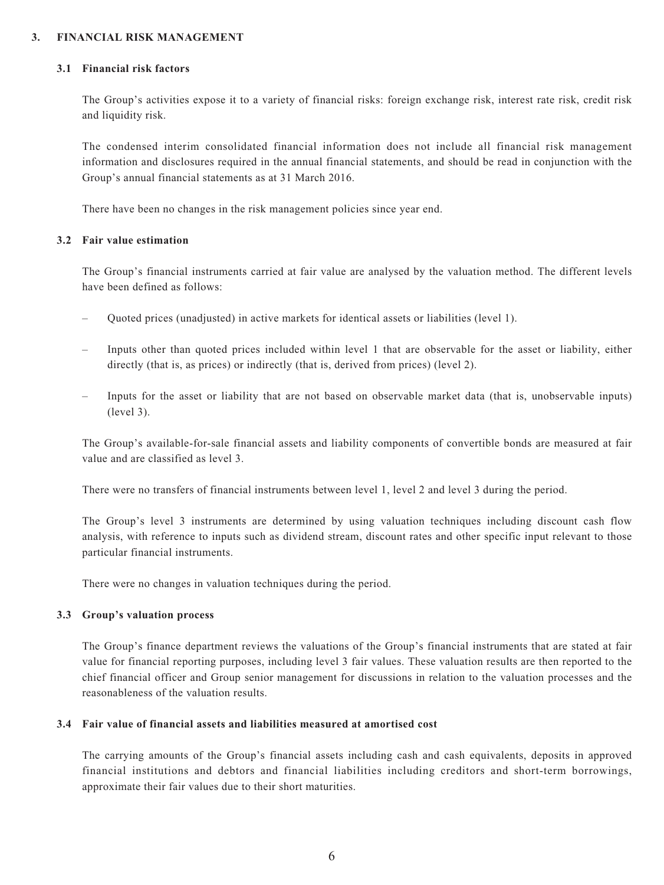## 3. FINANCIAL RISK MANAGEMENT

### 3.1 Financial risk factors

The Group's activities expose it to a variety of financial risks: foreign exchange risk, interest rate risk, credit risk and liquidity risk.

The condensed interim consolidated financial information does not include all financial risk management information and disclosures required in the annual financial statements, and should be read in conjunction with the Group's annual financial statements as at 31 March 2016.

There have been no changes in the risk management policies since year end.

### 3.2 Fair value estimation

The Group's financial instruments carried at fair value are analysed by the valuation method. The different levels have been defined as follows:

- Quoted prices (unadjusted) in active markets for identical assets or liabilities (level 1).
- Inputs other than quoted prices included within level 1 that are observable for the asset or liability, either directly (that is, as prices) or indirectly (that is, derived from prices) (level 2).
- Inputs for the asset or liability that are not based on observable market data (that is, unobservable inputs) (level 3).

The Group's available-for-sale financial assets and liability components of convertible bonds are measured at fair value and are classified as level 3.

There were no transfers of financial instruments between level 1, level 2 and level 3 during the period.

The Group's level 3 instruments are determined by using valuation techniques including discount cash flow analysis, with reference to inputs such as dividend stream, discount rates and other specific input relevant to those particular financial instruments.

There were no changes in valuation techniques during the period.

### 3.3 Group's valuation process

The Group's finance department reviews the valuations of the Group's financial instruments that are stated at fair value for financial reporting purposes, including level 3 fair values. These valuation results are then reported to the chief financial officer and Group senior management for discussions in relation to the valuation processes and the reasonableness of the valuation results.

### 3.4 Fair value of financial assets and liabilities measured at amortised cost

The carrying amounts of the Group's financial assets including cash and cash equivalents, deposits in approved financial institutions and debtors and financial liabilities including creditors and short-term borrowings, approximate their fair values due to their short maturities.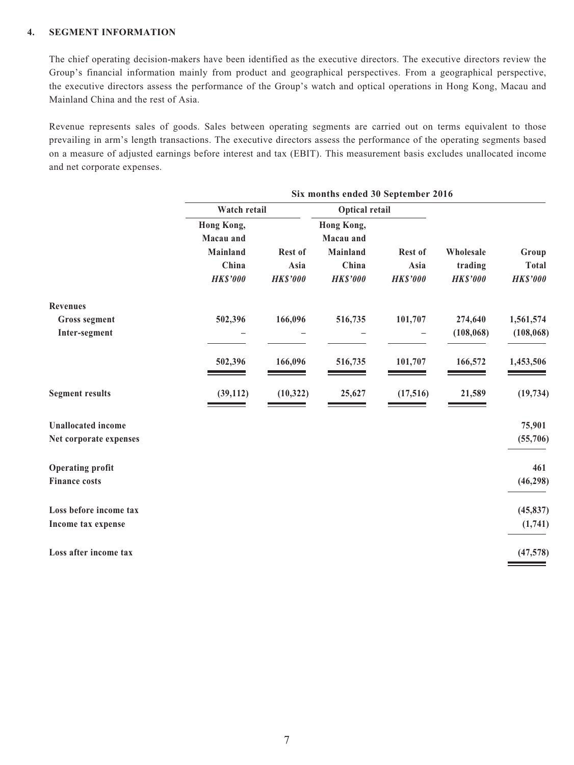## 4. SEGMENT INFORMATION

The chief operating decision-makers have been identified as the executive directors. The executive directors review the Group's financial information mainly from product and geographical perspectives. From a geographical perspective, the executive directors assess the performance of the Group's watch and optical operations in Hong Kong, Macau and Mainland China and the rest of Asia.

Revenue represents sales of goods. Sales between operating segments are carried out on terms equivalent to those prevailing in arm's length transactions. The executive directors assess the performance of the operating segments based on a measure of adjusted earnings before interest and tax (EBIT). This measurement basis excludes unallocated income and net corporate expenses.

| | **Six months ended 30 September 2016** | | | | | |
|---|---|---|---|---|---|---|
| | **Watch retail** | | **Optical retail** | | | |
| | **Hong Kong, Macau and Mainland China** | **Rest of Asia** | **Hong Kong, Macau and Mainland China** | **Rest of Asia** | **Wholesale trading** | **Group Total** |
| | ***HK$'000*** | ***HK$'000*** | ***HK$'000*** | ***HK$'000*** | ***HK$'000*** | ***HK$'000*** |
| **Revenues** | | | | | | |
| **Gross segment** | **502,396** | **166,096** | **516,735** | **101,707** | **274,640** | **1,561,574** |
| **Inter-segment** | **–** | **–** | **–** | **–** | **(108,068)** | **(108,068)** |
| | **502,396** | **166,096** | **516,735** | **101,707** | **166,572** | **1,453,506** |
| **Segment results** | **(39,112)** | **(10,322)** | **25,627** | **(17,516)** | **21,589** | **(19,734)** |
| **Unallocated income** | | | | | | **75,901** |
| **Net corporate expenses** | | | | | | **(55,706)** |
| **Operating profit** | | | | | | **461** |
| **Finance costs** | | | | | | **(46,298)** |
| **Loss before income tax** | | | | | | **(45,837)** |
| **Income tax expense** | | | | | | **(1,741)** |
| **Loss after income tax** | | | | | | **(47,578)** |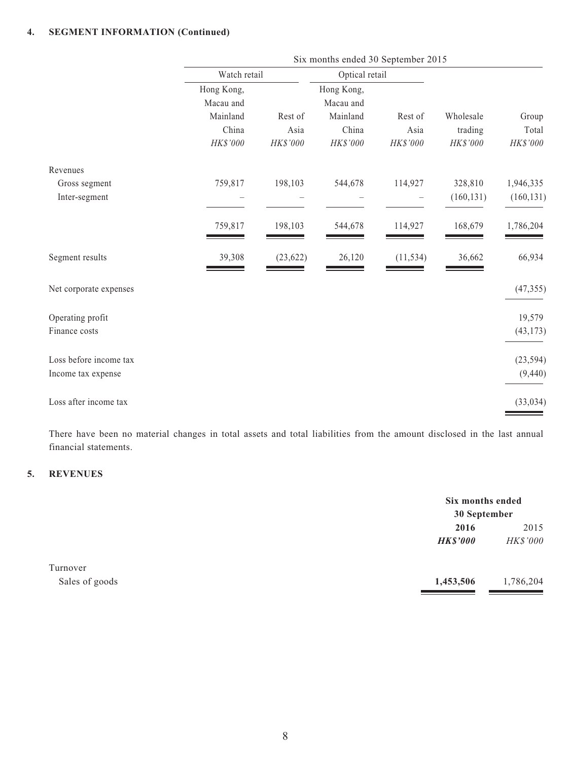## 4. SEGMENT INFORMATION (Continued)

| | Six months ended 30 September 2015 | | | | | |
|---|---|---|---|---|---|---|
| | Watch retail | | Optical retail | | | |
| | Hong Kong, Macau and Mainland China | Rest of Asia | Hong Kong, Macau and Mainland China | Rest of Asia | Wholesale trading | Group Total |
| | *HK$'000* | *HK$'000* | *HK$'000* | *HK$'000* | *HK$'000* | *HK$'000* |
| Revenues | | | | | | |
| Gross segment | 759,817 | 198,103 | 544,678 | 114,927 | 328,810 | 1,946,335 |
| Inter-segment | – | – | – | – | (160,131) | (160,131) |
| | 759,817 | 198,103 | 544,678 | 114,927 | 168,679 | 1,786,204 |
| Segment results | 39,308 | (23,622) | 26,120 | (11,534) | 36,662 | 66,934 |
| Net corporate expenses | | | | | | (47,355) |
| Operating profit | | | | | | 19,579 |
| Finance costs | | | | | | (43,173) |
| Loss before income tax | | | | | | (23,594) |
| Income tax expense | | | | | | (9,440) |
| Loss after income tax | | | | | | (33,034) |

There have been no material changes in total assets and total liabilities from the amount disclosed in the last annual financial statements.

## 5. REVENUES

| | Six months ended 30 September | |
|---|---|---|
| | **2016** | 2015 |
| | ***HK$'000*** | *HK$'000* |
| Turnover | | |
| Sales of goods | **1,453,506** | 1,786,204 |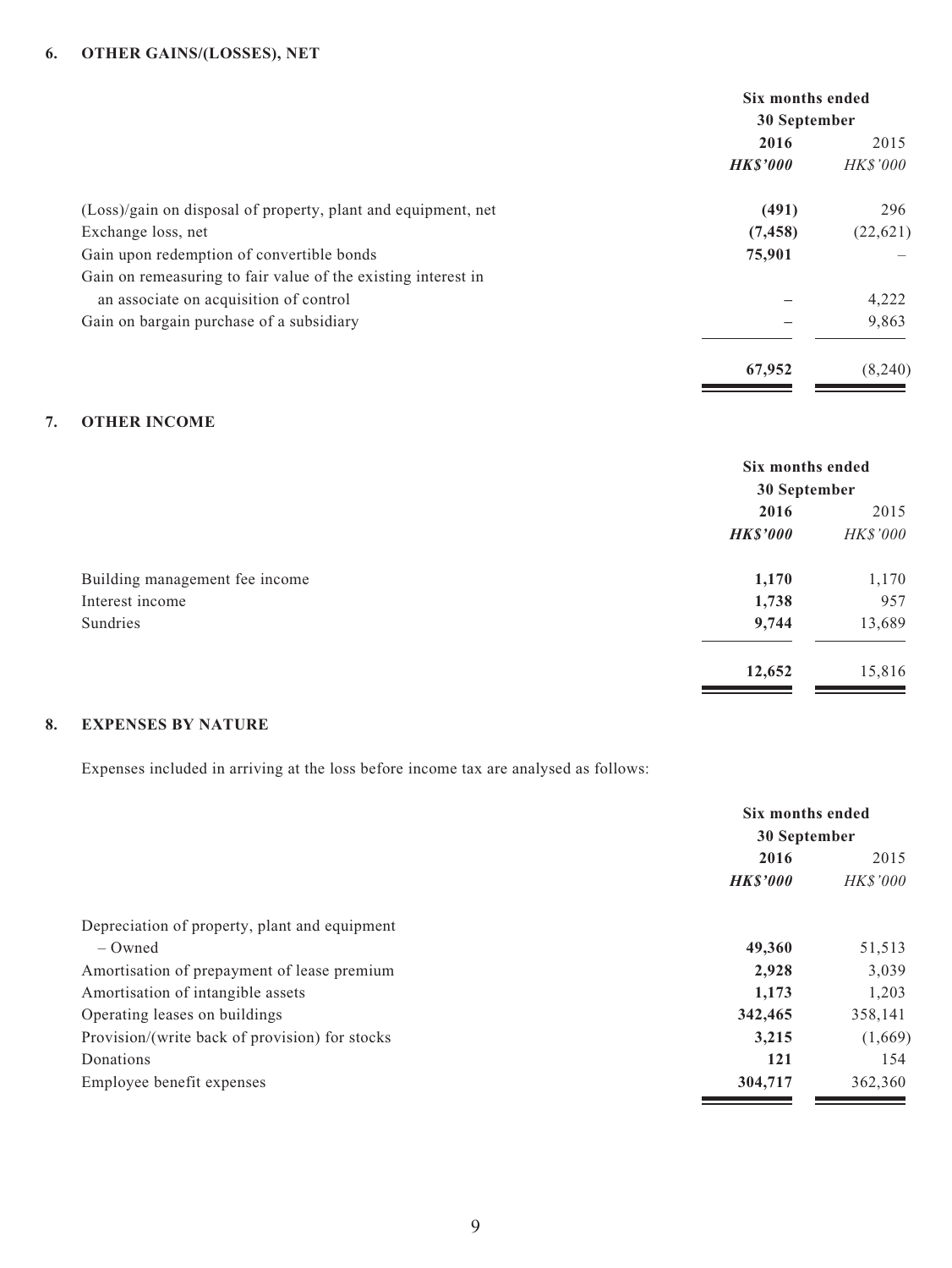## 6. OTHER GAINS/(LOSSES), NET

| | Six months ended 30 September | |
|---|---|---|
| | **2016** | 2015 |
| | ***HK$'000*** | *HK$'000* |
| (Loss)/gain on disposal of property, plant and equipment, net | **(491)** | 296 |
| Exchange loss, net | **(7,458)** | (22,621) |
| Gain upon redemption of convertible bonds | **75,901** | – |
| Gain on remeasuring to fair value of the existing interest in an associate on acquisition of control | **–** | 4,222 |
| Gain on bargain purchase of a subsidiary | **–** | 9,863 |
| | **67,952** | (8,240) |

## 7. OTHER INCOME

| | Six months ended 30 September | |
|---|---|---|
| | **2016** | 2015 |
| | ***HK$'000*** | *HK$'000* |
| Building management fee income | **1,170** | 1,170 |
| Interest income | **1,738** | 957 |
| Sundries | **9,744** | 13,689 |
| | **12,652** | 15,816 |

## 8. EXPENSES BY NATURE

Expenses included in arriving at the loss before income tax are analysed as follows:

| | Six months ended 30 September | |
|---|---|---|
| | **2016** | 2015 |
| | ***HK$'000*** | *HK$'000* |
| Depreciation of property, plant and equipment | | |
| – Owned | **49,360** | 51,513 |
| Amortisation of prepayment of lease premium | **2,928** | 3,039 |
| Amortisation of intangible assets | **1,173** | 1,203 |
| Operating leases on buildings | **342,465** | 358,141 |
| Provision/(write back of provision) for stocks | **3,215** | (1,669) |
| Donations | **121** | 154 |
| Employee benefit expenses | **304,717** | 362,360 |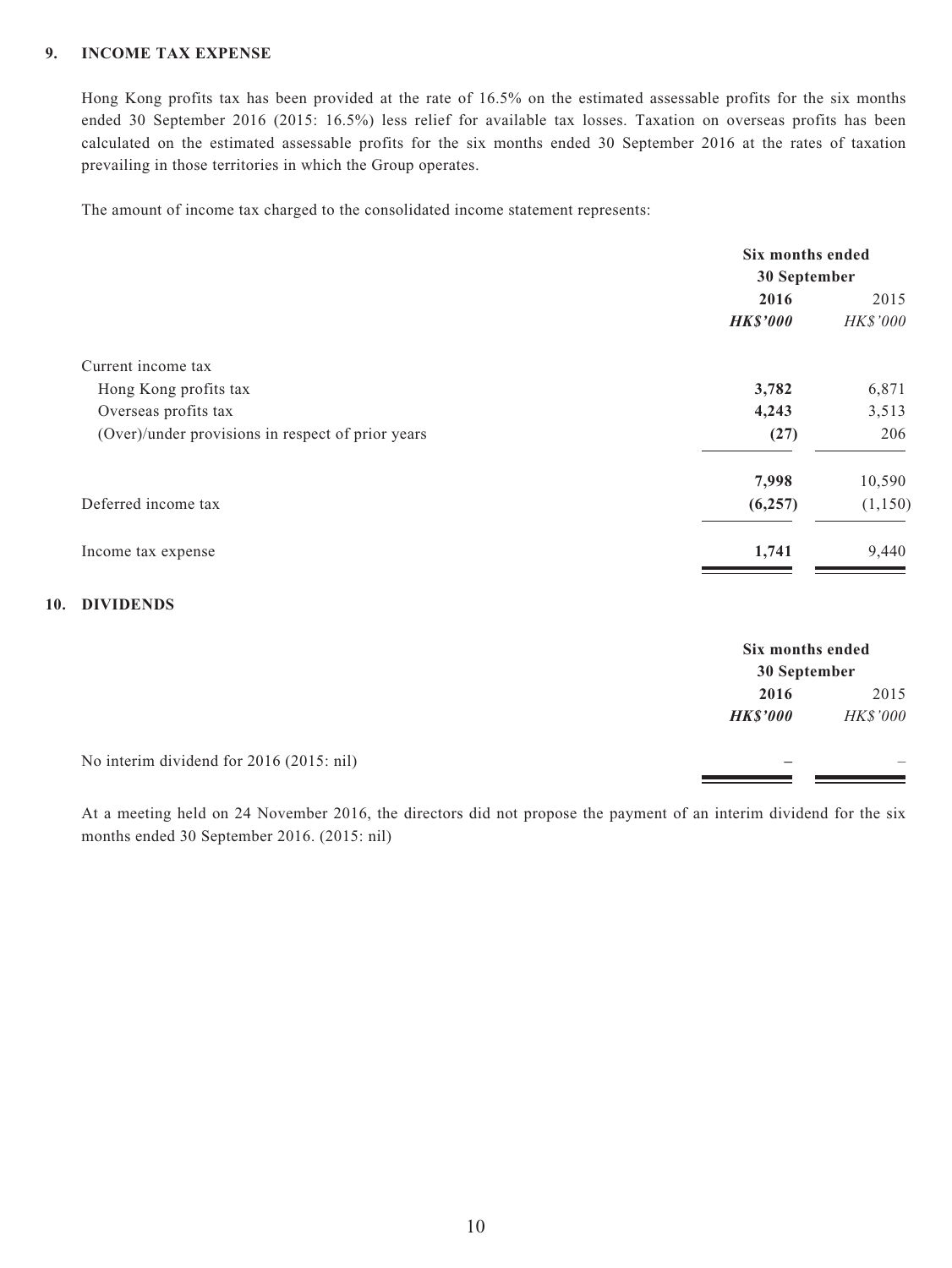## 9. INCOME TAX EXPENSE

Hong Kong profits tax has been provided at the rate of 16.5% on the estimated assessable profits for the six months ended 30 September 2016 (2015: 16.5%) less relief for available tax losses. Taxation on overseas profits has been calculated on the estimated assessable profits for the six months ended 30 September 2016 at the rates of taxation prevailing in those territories in which the Group operates.

The amount of income tax charged to the consolidated income statement represents:

| | Six months ended 30 September | |
|---|---|---|
| | **2016** | 2015 |
| | ***HK$'000*** | *HK$'000* |
| Current income tax | | |
| Hong Kong profits tax | **3,782** | 6,871 |
| Overseas profits tax | **4,243** | 3,513 |
| (Over)/under provisions in respect of prior years | **(27)** | 206 |
| | **7,998** | 10,590 |
| Deferred income tax | **(6,257)** | (1,150) |
| Income tax expense | **1,741** | 9,440 |

## 10. DIVIDENDS

| | Six months ended 30 September | |
|---|---|---|
| | **2016** | 2015 |
| | ***HK$'000*** | *HK$'000* |
| No interim dividend for 2016 (2015: nil) | **–** | – |

At a meeting held on 24 November 2016, the directors did not propose the payment of an interim dividend for the six months ended 30 September 2016. (2015: nil)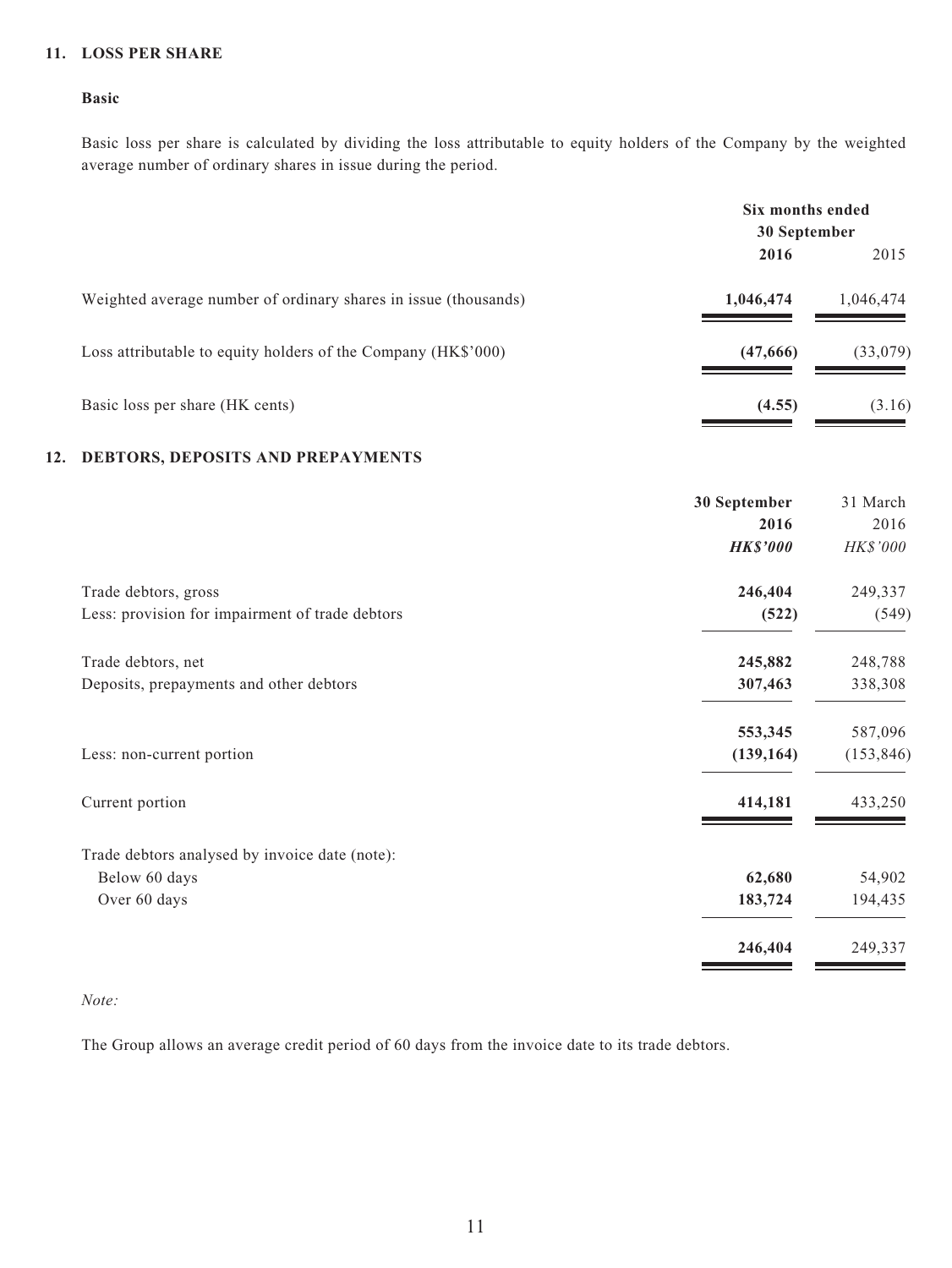## 11. LOSS PER SHARE

### Basic

Basic loss per share is calculated by dividing the loss attributable to equity holders of the Company by the weighted average number of ordinary shares in issue during the period.

| | Six months ended 30 September | |
|---|---|---|
| | **2016** | 2015 |
| Weighted average number of ordinary shares in issue (thousands) | **1,046,474** | 1,046,474 |
| Loss attributable to equity holders of the Company (HK$'000) | **(47,666)** | (33,079) |
| Basic loss per share (HK cents) | **(4.55)** | (3.16) |

## 12. DEBTORS, DEPOSITS AND PREPAYMENTS

| | **30 September 2016** | 31 March 2016 |
|---|---|---|
| | ***HK$'000*** | *HK$'000* |
| Trade debtors, gross | **246,404** | 249,337 |
| Less: provision for impairment of trade debtors | **(522)** | (549) |
| Trade debtors, net | **245,882** | 248,788 |
| Deposits, prepayments and other debtors | **307,463** | 338,308 |
| | **553,345** | 587,096 |
| Less: non-current portion | **(139,164)** | (153,846) |
| Current portion | **414,181** | 433,250 |
| Trade debtors analysed by invoice date (note): | | |
| Below 60 days | **62,680** | 54,902 |
| Over 60 days | **183,724** | 194,435 |
| | **246,404** | 249,337 |

*Note:*

The Group allows an average credit period of 60 days from the invoice date to its trade debtors.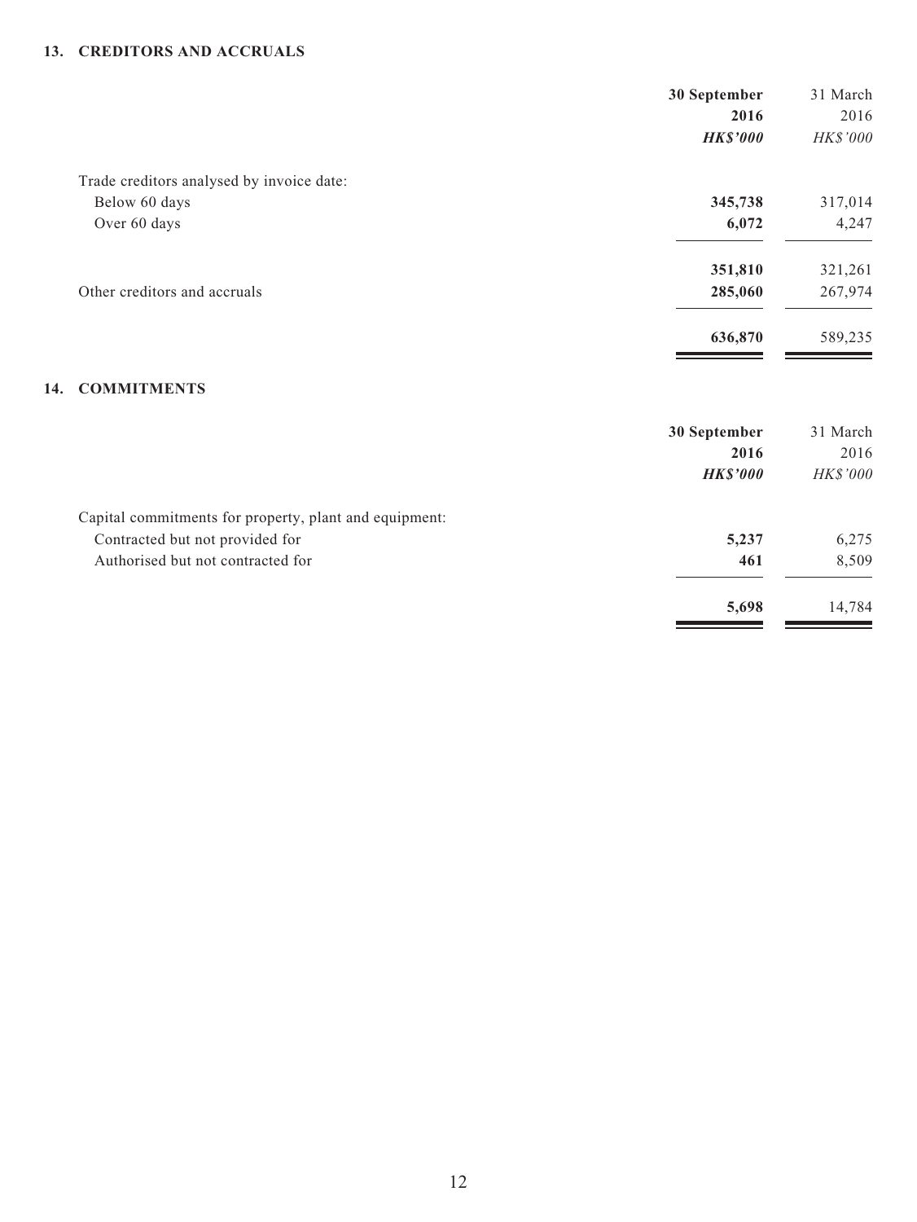## 13. CREDITORS AND ACCRUALS

| | 30 September 2016 | 31 March 2016 |
|---|---|---|
| | ***HK$'000*** | *HK$'000* |
| Trade creditors analysed by invoice date: | | |
| Below 60 days | **345,738** | 317,014 |
| Over 60 days | **6,072** | 4,247 |
| | **351,810** | 321,261 |
| Other creditors and accruals | **285,060** | 267,974 |
| | **636,870** | 589,235 |

## 14. COMMITMENTS

| | 30 September 2016 | 31 March 2016 |
|---|---|---|
| | ***HK$'000*** | *HK$'000* |
| Capital commitments for property, plant and equipment: | | |
| Contracted but not provided for | **5,237** | 6,275 |
| Authorised but not contracted for | **461** | 8,509 |
| | **5,698** | 14,784 |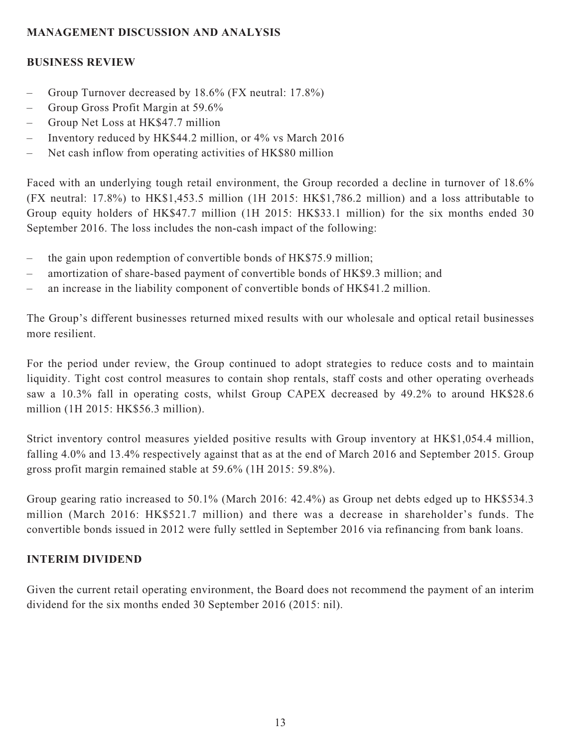## MANAGEMENT DISCUSSION AND ANALYSIS

### BUSINESS REVIEW

- Group Turnover decreased by 18.6% (FX neutral: 17.8%)
- Group Gross Profit Margin at 59.6%
- Group Net Loss at HK$47.7 million
- Inventory reduced by HK$44.2 million, or 4% vs March 2016
- Net cash inflow from operating activities of HK$80 million

Faced with an underlying tough retail environment, the Group recorded a decline in turnover of 18.6% (FX neutral: 17.8%) to HK$1,453.5 million (1H 2015: HK$1,786.2 million) and a loss attributable to Group equity holders of HK$47.7 million (1H 2015: HK$33.1 million) for the six months ended 30 September 2016. The loss includes the non-cash impact of the following:

- the gain upon redemption of convertible bonds of HK$75.9 million;
- amortization of share-based payment of convertible bonds of HK$9.3 million; and
- an increase in the liability component of convertible bonds of HK$41.2 million.

The Group's different businesses returned mixed results with our wholesale and optical retail businesses more resilient.

For the period under review, the Group continued to adopt strategies to reduce costs and to maintain liquidity. Tight cost control measures to contain shop rentals, staff costs and other operating overheads saw a 10.3% fall in operating costs, whilst Group CAPEX decreased by 49.2% to around HK$28.6 million (1H 2015: HK$56.3 million).

Strict inventory control measures yielded positive results with Group inventory at HK$1,054.4 million, falling 4.0% and 13.4% respectively against that as at the end of March 2016 and September 2015. Group gross profit margin remained stable at 59.6% (1H 2015: 59.8%).

Group gearing ratio increased to 50.1% (March 2016: 42.4%) as Group net debts edged up to HK$534.3 million (March 2016: HK$521.7 million) and there was a decrease in shareholder's funds. The convertible bonds issued in 2012 were fully settled in September 2016 via refinancing from bank loans.

### INTERIM DIVIDEND

Given the current retail operating environment, the Board does not recommend the payment of an interim dividend for the six months ended 30 September 2016 (2015: nil).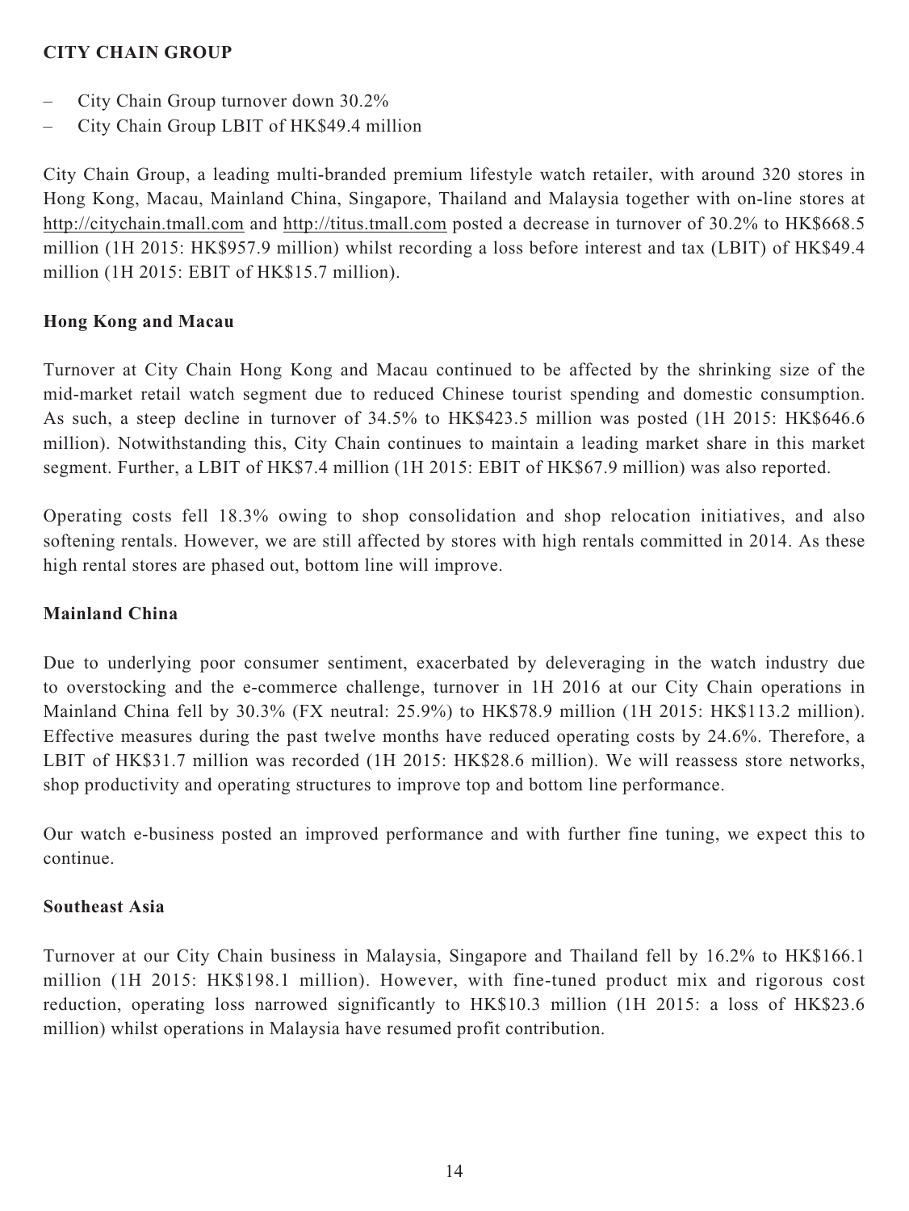## CITY CHAIN GROUP

- City Chain Group turnover down 30.2%
- City Chain Group LBIT of HK$49.4 million

City Chain Group, a leading multi-branded premium lifestyle watch retailer, with around 320 stores in Hong Kong, Macau, Mainland China, Singapore, Thailand and Malaysia together with on-line stores at http://citychain.tmall.com and http://titus.tmall.com posted a decrease in turnover of 30.2% to HK$668.5 million (1H 2015: HK$957.9 million) whilst recording a loss before interest and tax (LBIT) of HK$49.4 million (1H 2015: EBIT of HK$15.7 million).

### Hong Kong and Macau

Turnover at City Chain Hong Kong and Macau continued to be affected by the shrinking size of the mid-market retail watch segment due to reduced Chinese tourist spending and domestic consumption. As such, a steep decline in turnover of 34.5% to HK$423.5 million was posted (1H 2015: HK$646.6 million). Notwithstanding this, City Chain continues to maintain a leading market share in this market segment. Further, a LBIT of HK$7.4 million (1H 2015: EBIT of HK$67.9 million) was also reported.

Operating costs fell 18.3% owing to shop consolidation and shop relocation initiatives, and also softening rentals. However, we are still affected by stores with high rentals committed in 2014. As these high rental stores are phased out, bottom line will improve.

### Mainland China

Due to underlying poor consumer sentiment, exacerbated by deleveraging in the watch industry due to overstocking and the e-commerce challenge, turnover in 1H 2016 at our City Chain operations in Mainland China fell by 30.3% (FX neutral: 25.9%) to HK$78.9 million (1H 2015: HK$113.2 million). Effective measures during the past twelve months have reduced operating costs by 24.6%. Therefore, a LBIT of HK$31.7 million was recorded (1H 2015: HK$28.6 million). We will reassess store networks, shop productivity and operating structures to improve top and bottom line performance.

Our watch e-business posted an improved performance and with further fine tuning, we expect this to continue.

### Southeast Asia

Turnover at our City Chain business in Malaysia, Singapore and Thailand fell by 16.2% to HK$166.1 million (1H 2015: HK$198.1 million). However, with fine-tuned product mix and rigorous cost reduction, operating loss narrowed significantly to HK$10.3 million (1H 2015: a loss of HK$23.6 million) whilst operations in Malaysia have resumed profit contribution.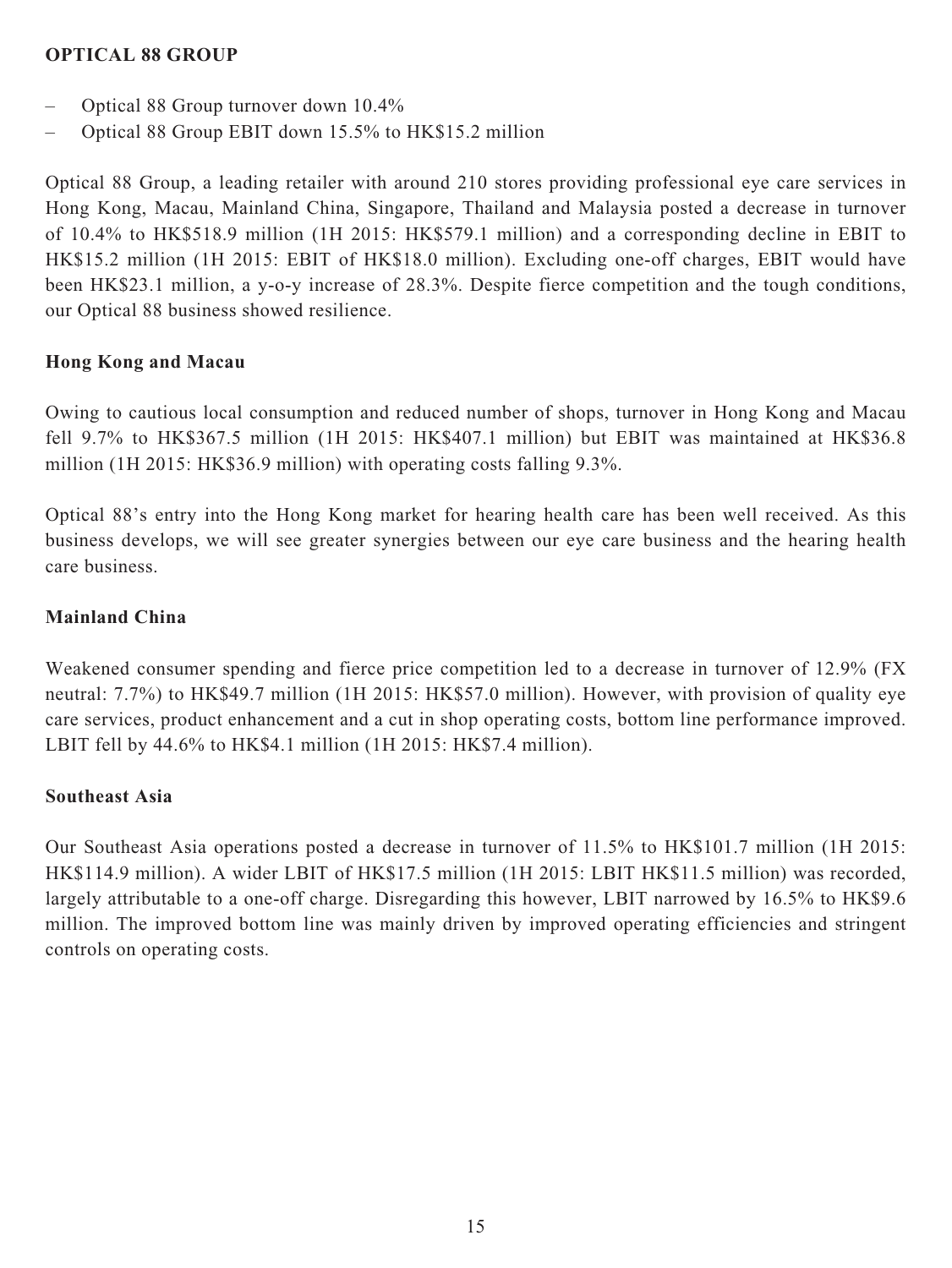## OPTICAL 88 GROUP

- Optical 88 Group turnover down 10.4%
- Optical 88 Group EBIT down 15.5% to HK$15.2 million

Optical 88 Group, a leading retailer with around 210 stores providing professional eye care services in Hong Kong, Macau, Mainland China, Singapore, Thailand and Malaysia posted a decrease in turnover of 10.4% to HK$518.9 million (1H 2015: HK$579.1 million) and a corresponding decline in EBIT to HK$15.2 million (1H 2015: EBIT of HK$18.0 million). Excluding one-off charges, EBIT would have been HK$23.1 million, a y-o-y increase of 28.3%. Despite fierce competition and the tough conditions, our Optical 88 business showed resilience.

### Hong Kong and Macau

Owing to cautious local consumption and reduced number of shops, turnover in Hong Kong and Macau fell 9.7% to HK$367.5 million (1H 2015: HK$407.1 million) but EBIT was maintained at HK$36.8 million (1H 2015: HK$36.9 million) with operating costs falling 9.3%.

Optical 88's entry into the Hong Kong market for hearing health care has been well received. As this business develops, we will see greater synergies between our eye care business and the hearing health care business.

### Mainland China

Weakened consumer spending and fierce price competition led to a decrease in turnover of 12.9% (FX neutral: 7.7%) to HK$49.7 million (1H 2015: HK$57.0 million). However, with provision of quality eye care services, product enhancement and a cut in shop operating costs, bottom line performance improved. LBIT fell by 44.6% to HK$4.1 million (1H 2015: HK$7.4 million).

### Southeast Asia

Our Southeast Asia operations posted a decrease in turnover of 11.5% to HK$101.7 million (1H 2015: HK$114.9 million). A wider LBIT of HK$17.5 million (1H 2015: LBIT HK$11.5 million) was recorded, largely attributable to a one-off charge. Disregarding this however, LBIT narrowed by 16.5% to HK$9.6 million. The improved bottom line was mainly driven by improved operating efficiencies and stringent controls on operating costs.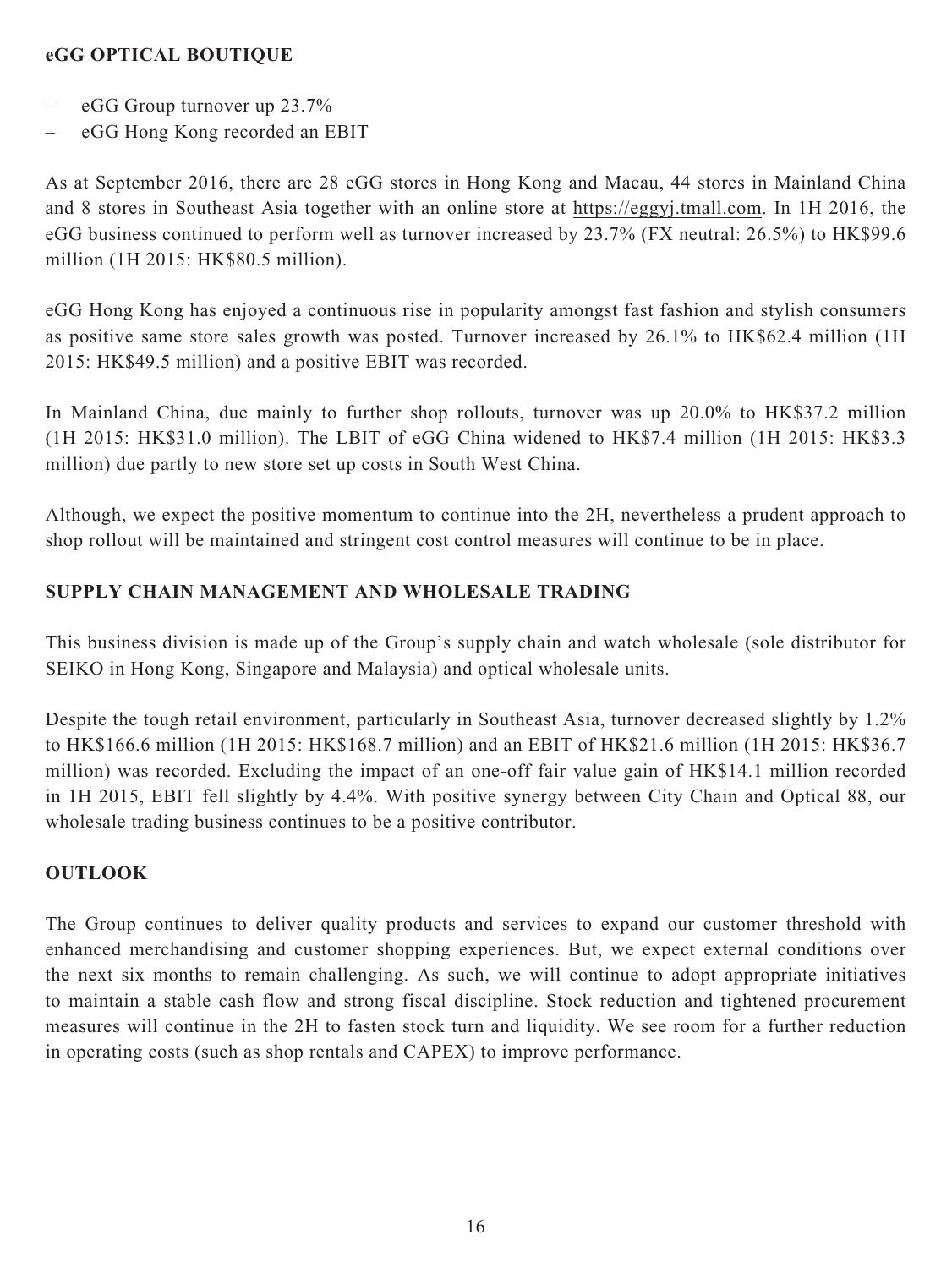## eGG OPTICAL BOUTIQUE

- eGG Group turnover up 23.7%
- eGG Hong Kong recorded an EBIT

As at September 2016, there are 28 eGG stores in Hong Kong and Macau, 44 stores in Mainland China and 8 stores in Southeast Asia together with an online store at https://eggyj.tmall.com. In 1H 2016, the eGG business continued to perform well as turnover increased by 23.7% (FX neutral: 26.5%) to HK$99.6 million (1H 2015: HK$80.5 million).

eGG Hong Kong has enjoyed a continuous rise in popularity amongst fast fashion and stylish consumers as positive same store sales growth was posted. Turnover increased by 26.1% to HK$62.4 million (1H 2015: HK$49.5 million) and a positive EBIT was recorded.

In Mainland China, due mainly to further shop rollouts, turnover was up 20.0% to HK$37.2 million (1H 2015: HK$31.0 million). The LBIT of eGG China widened to HK$7.4 million (1H 2015: HK$3.3 million) due partly to new store set up costs in South West China.

Although, we expect the positive momentum to continue into the 2H, nevertheless a prudent approach to shop rollout will be maintained and stringent cost control measures will continue to be in place.

## SUPPLY CHAIN MANAGEMENT AND WHOLESALE TRADING

This business division is made up of the Group's supply chain and watch wholesale (sole distributor for SEIKO in Hong Kong, Singapore and Malaysia) and optical wholesale units.

Despite the tough retail environment, particularly in Southeast Asia, turnover decreased slightly by 1.2% to HK$166.6 million (1H 2015: HK$168.7 million) and an EBIT of HK$21.6 million (1H 2015: HK$36.7 million) was recorded. Excluding the impact of an one-off fair value gain of HK$14.1 million recorded in 1H 2015, EBIT fell slightly by 4.4%. With positive synergy between City Chain and Optical 88, our wholesale trading business continues to be a positive contributor.

## OUTLOOK

The Group continues to deliver quality products and services to expand our customer threshold with enhanced merchandising and customer shopping experiences. But, we expect external conditions over the next six months to remain challenging. As such, we will continue to adopt appropriate initiatives to maintain a stable cash flow and strong fiscal discipline. Stock reduction and tightened procurement measures will continue in the 2H to fasten stock turn and liquidity. We see room for a further reduction in operating costs (such as shop rentals and CAPEX) to improve performance.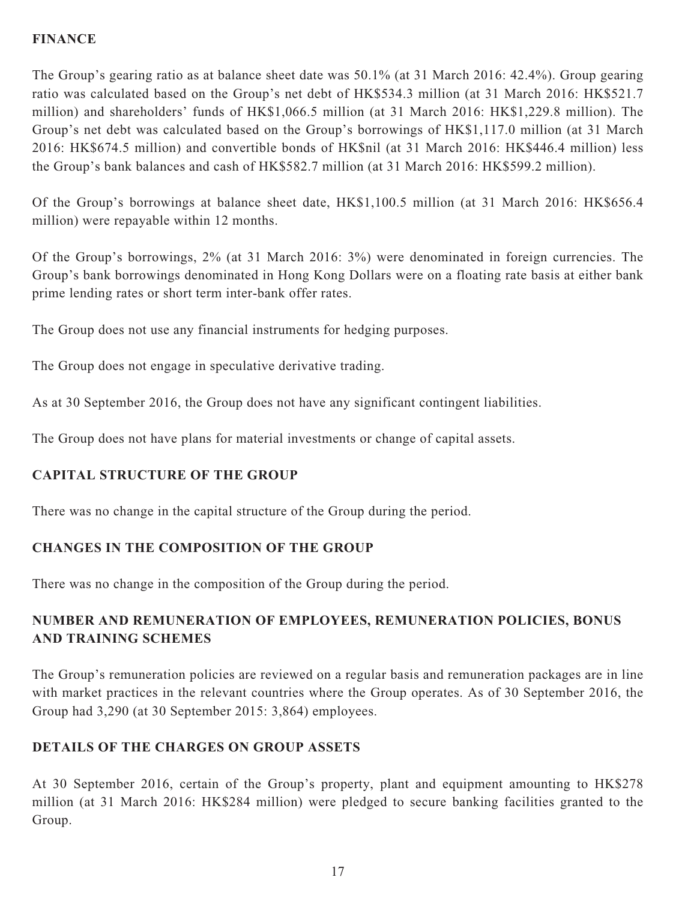## FINANCE

The Group's gearing ratio as at balance sheet date was 50.1% (at 31 March 2016: 42.4%). Group gearing ratio was calculated based on the Group's net debt of HK$534.3 million (at 31 March 2016: HK$521.7 million) and shareholders' funds of HK$1,066.5 million (at 31 March 2016: HK$1,229.8 million). The Group's net debt was calculated based on the Group's borrowings of HK$1,117.0 million (at 31 March 2016: HK$674.5 million) and convertible bonds of HK$nil (at 31 March 2016: HK$446.4 million) less the Group's bank balances and cash of HK$582.7 million (at 31 March 2016: HK$599.2 million).

Of the Group's borrowings at balance sheet date, HK$1,100.5 million (at 31 March 2016: HK$656.4 million) were repayable within 12 months.

Of the Group's borrowings, 2% (at 31 March 2016: 3%) were denominated in foreign currencies. The Group's bank borrowings denominated in Hong Kong Dollars were on a floating rate basis at either bank prime lending rates or short term inter-bank offer rates.

The Group does not use any financial instruments for hedging purposes.

The Group does not engage in speculative derivative trading.

As at 30 September 2016, the Group does not have any significant contingent liabilities.

The Group does not have plans for material investments or change of capital assets.

## CAPITAL STRUCTURE OF THE GROUP

There was no change in the capital structure of the Group during the period.

## CHANGES IN THE COMPOSITION OF THE GROUP

There was no change in the composition of the Group during the period.

## NUMBER AND REMUNERATION OF EMPLOYEES, REMUNERATION POLICIES, BONUS AND TRAINING SCHEMES

The Group's remuneration policies are reviewed on a regular basis and remuneration packages are in line with market practices in the relevant countries where the Group operates. As of 30 September 2016, the Group had 3,290 (at 30 September 2015: 3,864) employees.

## DETAILS OF THE CHARGES ON GROUP ASSETS

At 30 September 2016, certain of the Group's property, plant and equipment amounting to HK$278 million (at 31 March 2016: HK$284 million) were pledged to secure banking facilities granted to the Group.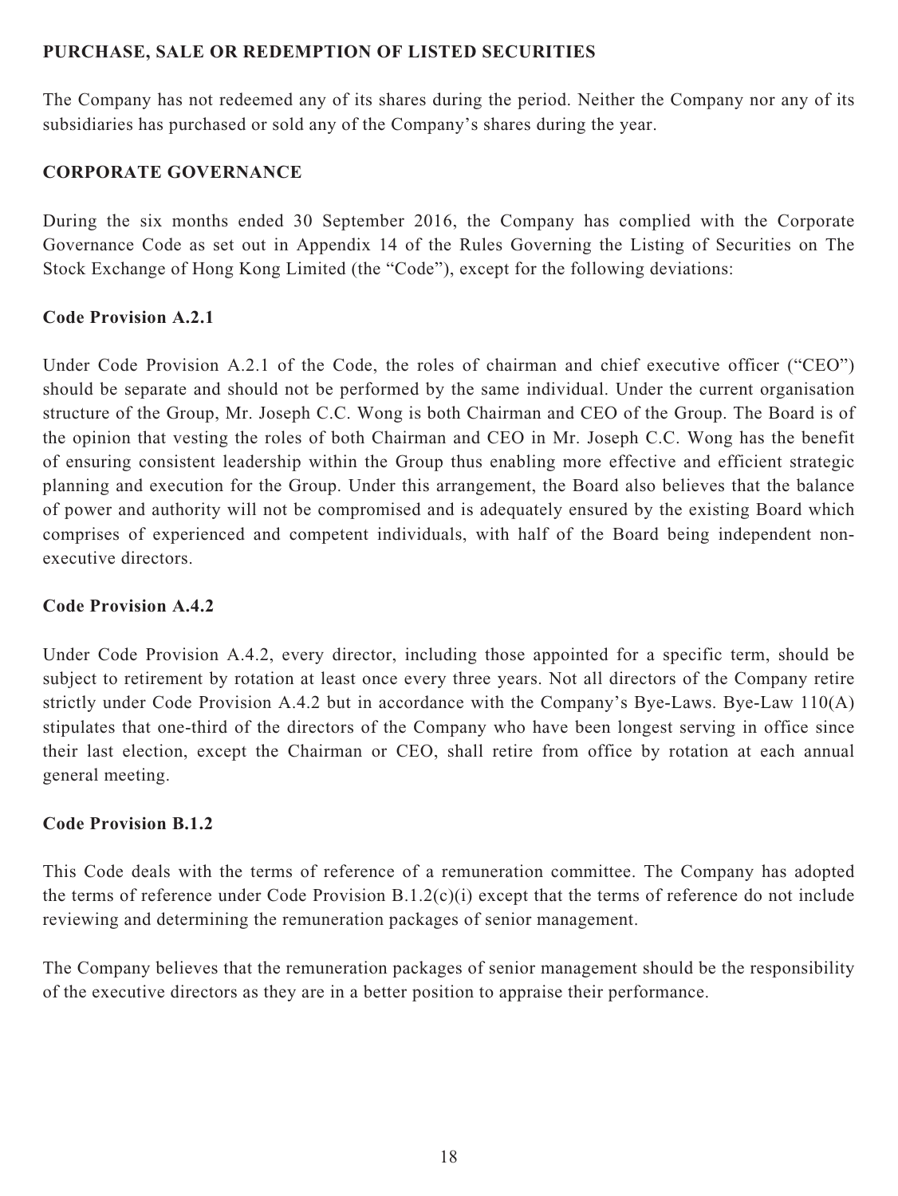## PURCHASE, SALE OR REDEMPTION OF LISTED SECURITIES

The Company has not redeemed any of its shares during the period. Neither the Company nor any of its subsidiaries has purchased or sold any of the Company's shares during the year.

## CORPORATE GOVERNANCE

During the six months ended 30 September 2016, the Company has complied with the Corporate Governance Code as set out in Appendix 14 of the Rules Governing the Listing of Securities on The Stock Exchange of Hong Kong Limited (the "Code"), except for the following deviations:

### Code Provision A.2.1

Under Code Provision A.2.1 of the Code, the roles of chairman and chief executive officer ("CEO") should be separate and should not be performed by the same individual. Under the current organisation structure of the Group, Mr. Joseph C.C. Wong is both Chairman and CEO of the Group. The Board is of the opinion that vesting the roles of both Chairman and CEO in Mr. Joseph C.C. Wong has the benefit of ensuring consistent leadership within the Group thus enabling more effective and efficient strategic planning and execution for the Group. Under this arrangement, the Board also believes that the balance of power and authority will not be compromised and is adequately ensured by the existing Board which comprises of experienced and competent individuals, with half of the Board being independent non-executive directors.

### Code Provision A.4.2

Under Code Provision A.4.2, every director, including those appointed for a specific term, should be subject to retirement by rotation at least once every three years. Not all directors of the Company retire strictly under Code Provision A.4.2 but in accordance with the Company's Bye-Laws. Bye-Law 110(A) stipulates that one-third of the directors of the Company who have been longest serving in office since their last election, except the Chairman or CEO, shall retire from office by rotation at each annual general meeting.

### Code Provision B.1.2

This Code deals with the terms of reference of a remuneration committee. The Company has adopted the terms of reference under Code Provision B.1.2(c)(i) except that the terms of reference do not include reviewing and determining the remuneration packages of senior management.

The Company believes that the remuneration packages of senior management should be the responsibility of the executive directors as they are in a better position to appraise their performance.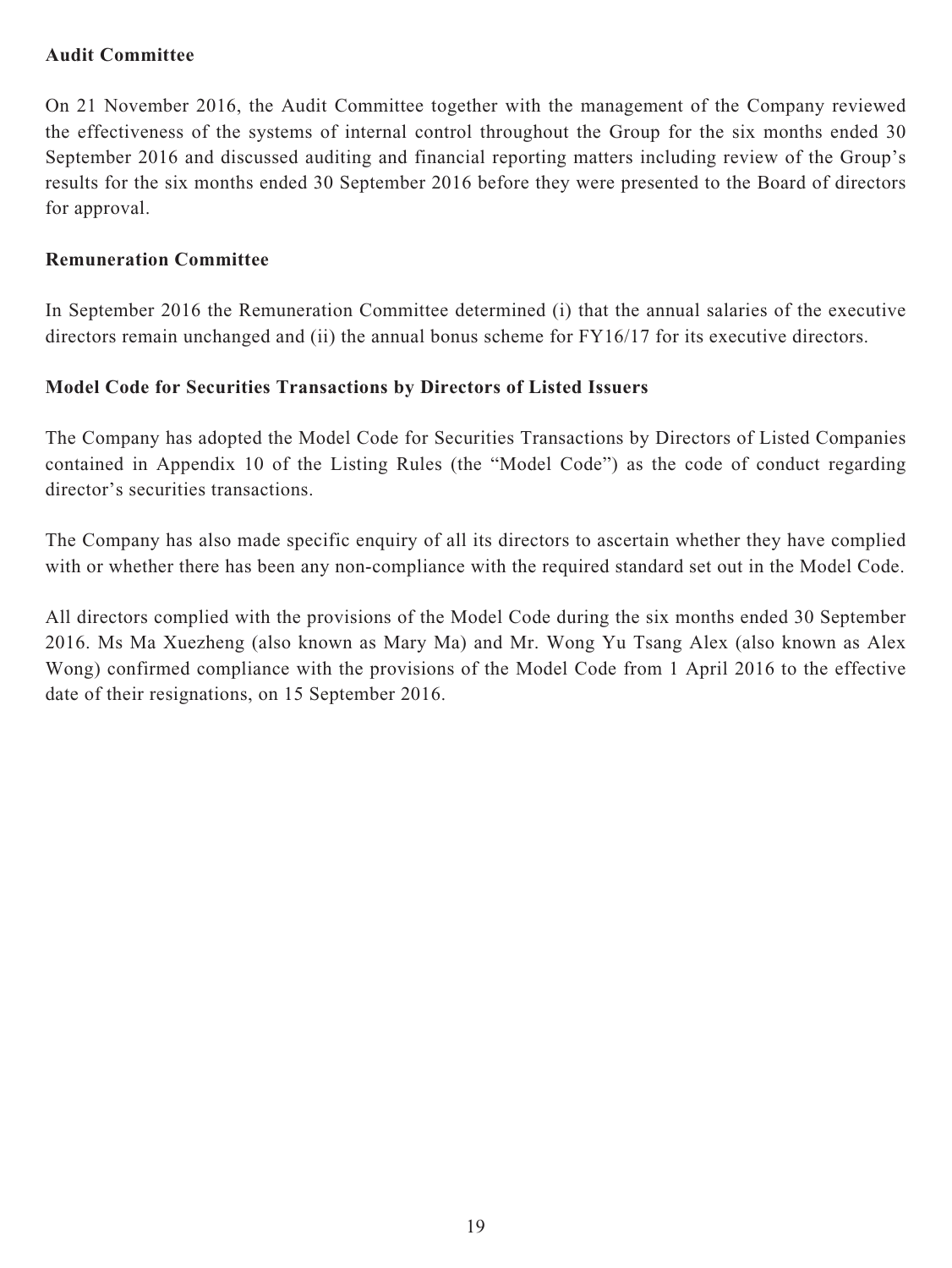**Audit Committee**

On 21 November 2016, the Audit Committee together with the management of the Company reviewed the effectiveness of the systems of internal control throughout the Group for the six months ended 30 September 2016 and discussed auditing and financial reporting matters including review of the Group's results for the six months ended 30 September 2016 before they were presented to the Board of directors for approval.

**Remuneration Committee**

In September 2016 the Remuneration Committee determined (i) that the annual salaries of the executive directors remain unchanged and (ii) the annual bonus scheme for FY16/17 for its executive directors.

**Model Code for Securities Transactions by Directors of Listed Issuers**

The Company has adopted the Model Code for Securities Transactions by Directors of Listed Companies contained in Appendix 10 of the Listing Rules (the "Model Code") as the code of conduct regarding director's securities transactions.

The Company has also made specific enquiry of all its directors to ascertain whether they have complied with or whether there has been any non-compliance with the required standard set out in the Model Code.

All directors complied with the provisions of the Model Code during the six months ended 30 September 2016. Ms Ma Xuezheng (also known as Mary Ma) and Mr. Wong Yu Tsang Alex (also known as Alex Wong) confirmed compliance with the provisions of the Model Code from 1 April 2016 to the effective date of their resignations, on 15 September 2016.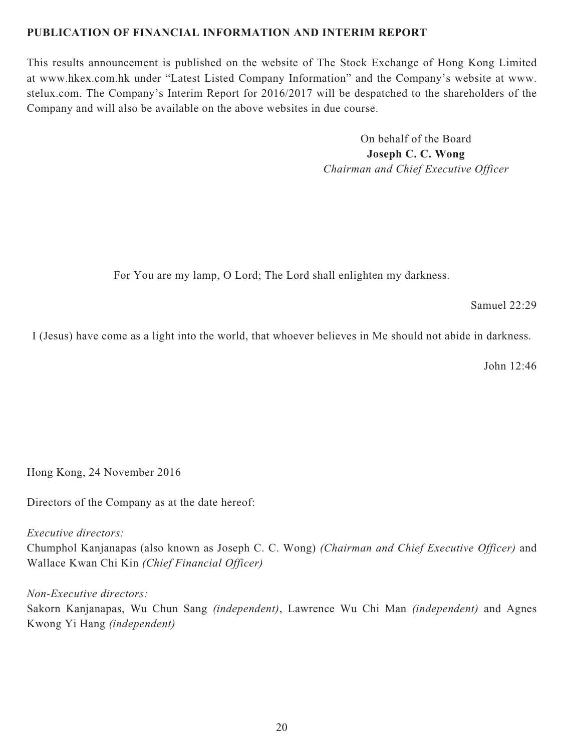**PUBLICATION OF FINANCIAL INFORMATION AND INTERIM REPORT**

This results announcement is published on the website of The Stock Exchange of Hong Kong Limited at www.hkex.com.hk under "Latest Listed Company Information" and the Company's website at www.stelux.com. The Company's Interim Report for 2016/2017 will be despatched to the shareholders of the Company and will also be available on the above websites in due course.

On behalf of the Board
**Joseph C. C. Wong**
*Chairman and Chief Executive Officer*

For You are my lamp, O Lord; The Lord shall enlighten my darkness.

Samuel 22:29

I (Jesus) have come as a light into the world, that whoever believes in Me should not abide in darkness.

John 12:46

Hong Kong, 24 November 2016

Directors of the Company as at the date hereof:

*Executive directors:*
Chumphol Kanjanapas (also known as Joseph C. C. Wong) *(Chairman and Chief Executive Officer)* and Wallace Kwan Chi Kin *(Chief Financial Officer)*

*Non-Executive directors:*
Sakorn Kanjanapas, Wu Chun Sang *(independent)*, Lawrence Wu Chi Man *(independent)* and Agnes Kwong Yi Hang *(independent)*